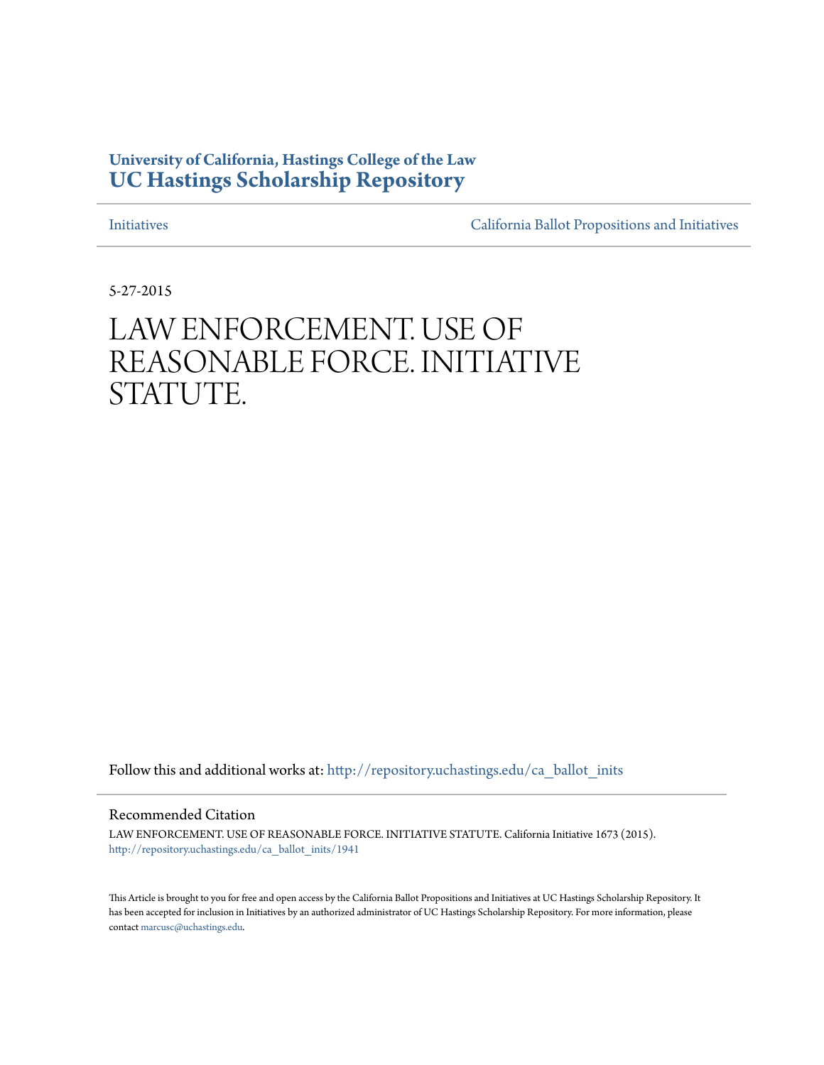University of California, Hastings College of the Law
**UC Hastings Scholarship Repository**

Initiatives | California Ballot Propositions and Initiatives

5-27-2015

# LAW ENFORCEMENT. USE OF REASONABLE FORCE. INITIATIVE STATUTE.

Follow this and additional works at: http://repository.uchastings.edu/ca_ballot_inits

## Recommended Citation

LAW ENFORCEMENT. USE OF REASONABLE FORCE. INITIATIVE STATUTE. California Initiative 1673 (2015).
http://repository.uchastings.edu/ca_ballot_inits/1941

This Article is brought to you for free and open access by the California Ballot Propositions and Initiatives at UC Hastings Scholarship Repository. It has been accepted for inclusion in Initiatives by an authorized administrator of UC Hastings Scholarship Repository. For more information, please contact marcusc@uchastings.edu.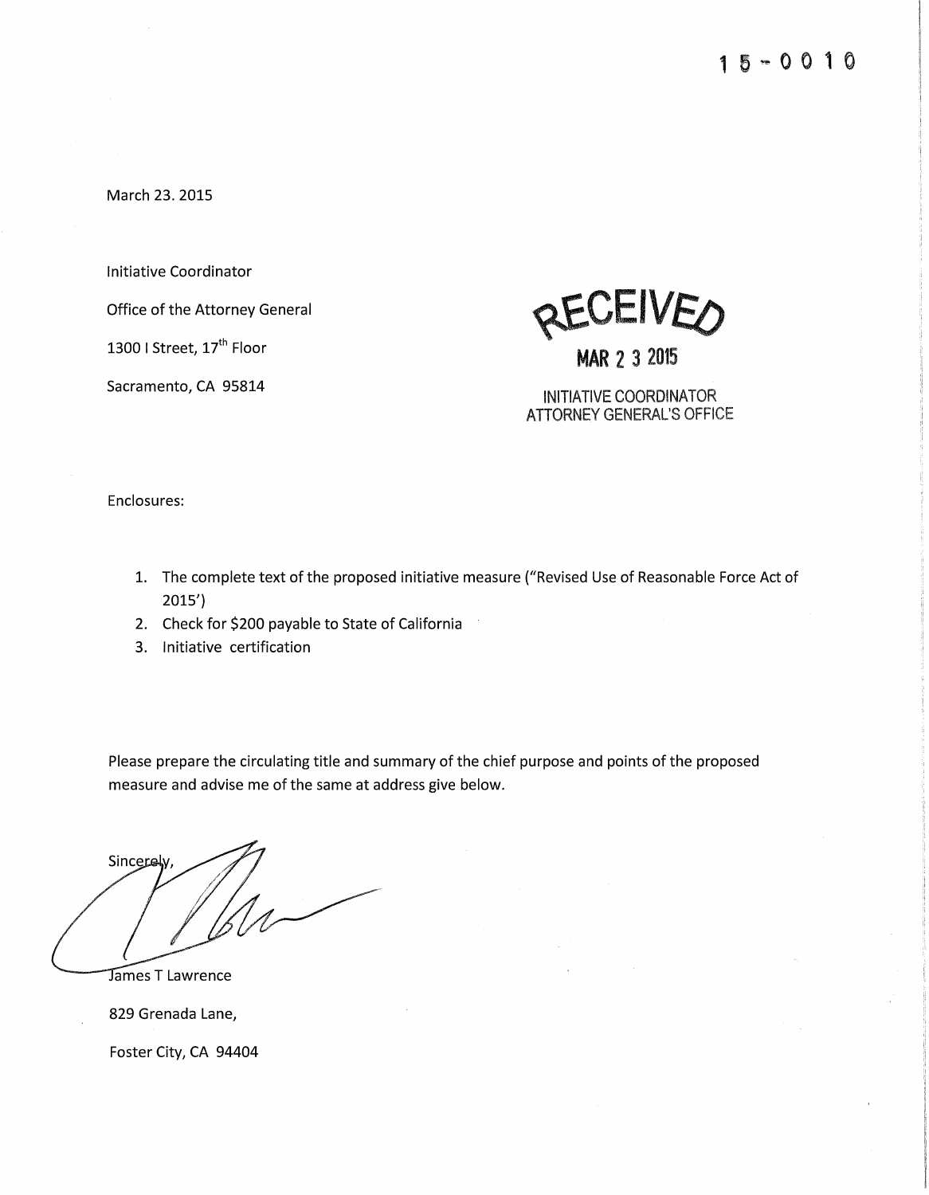15-0010

March 23. 2015

Initiative Coordinator

Office of the Attorney General

1300 I Street, 17th Floor

Sacramento, CA 95814

RECEIVED

MAR 2 3 2015

INITIATIVE COORDINATOR
ATTORNEY GENERAL'S OFFICE

Enclosures:

1. The complete text of the proposed initiative measure ("Revised Use of Reasonable Force Act of 2015')
2. Check for $200 payable to State of California
3. Initiative certification

Please prepare the circulating title and summary of the chief purpose and points of the proposed measure and advise me of the same at address give below.

Sincerely,

James T Lawrence

829 Grenada Lane,

Foster City, CA 94404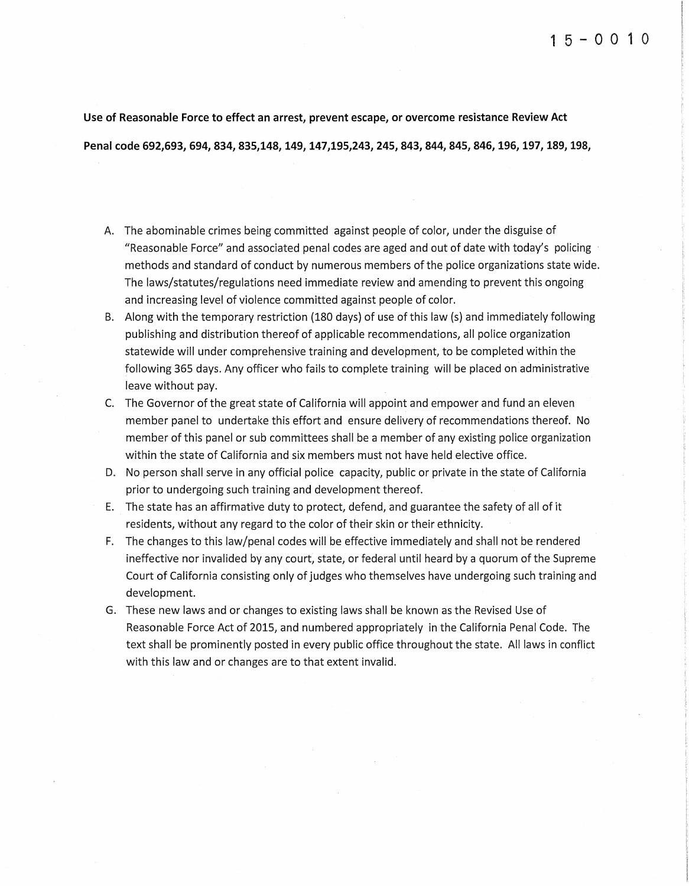15-0010

**Use of Reasonable Force to effect an arrest, prevent escape, or overcome resistance Review Act**

**Penal code 692,693, 694, 834, 835,148, 149, 147,195,243, 245, 843, 844, 845, 846, 196, 197, 189, 198,**

A. The abominable crimes being committed against people of color, under the disguise of "Reasonable Force" and associated penal codes are aged and out of date with today's policing methods and standard of conduct by numerous members of the police organizations state wide. The laws/statutes/regulations need immediate review and amending to prevent this ongoing and increasing level of violence committed against people of color.
B. Along with the temporary restriction (180 days) of use of this law (s) and immediately following publishing and distribution thereof of applicable recommendations, all police organization statewide will under comprehensive training and development, to be completed within the following 365 days. Any officer who fails to complete training will be placed on administrative leave without pay.
C. The Governor of the great state of California will appoint and empower and fund an eleven member panel to undertake this effort and ensure delivery of recommendations thereof. No member of this panel or sub committees shall be a member of any existing police organization within the state of California and six members must not have held elective office.
D. No person shall serve in any official police capacity, public or private in the state of California prior to undergoing such training and development thereof.
E. The state has an affirmative duty to protect, defend, and guarantee the safety of all of it residents, without any regard to the color of their skin or their ethnicity.
F. The changes to this law/penal codes will be effective immediately and shall not be rendered ineffective nor invalided by any court, state, or federal until heard by a quorum of the Supreme Court of California consisting only of judges who themselves have undergoing such training and development.
G. These new laws and or changes to existing laws shall be known as the Revised Use of Reasonable Force Act of 2015, and numbered appropriately in the California Penal Code. The text shall be prominently posted in every public office throughout the state. All laws in conflict with this law and or changes are to that extent invalid.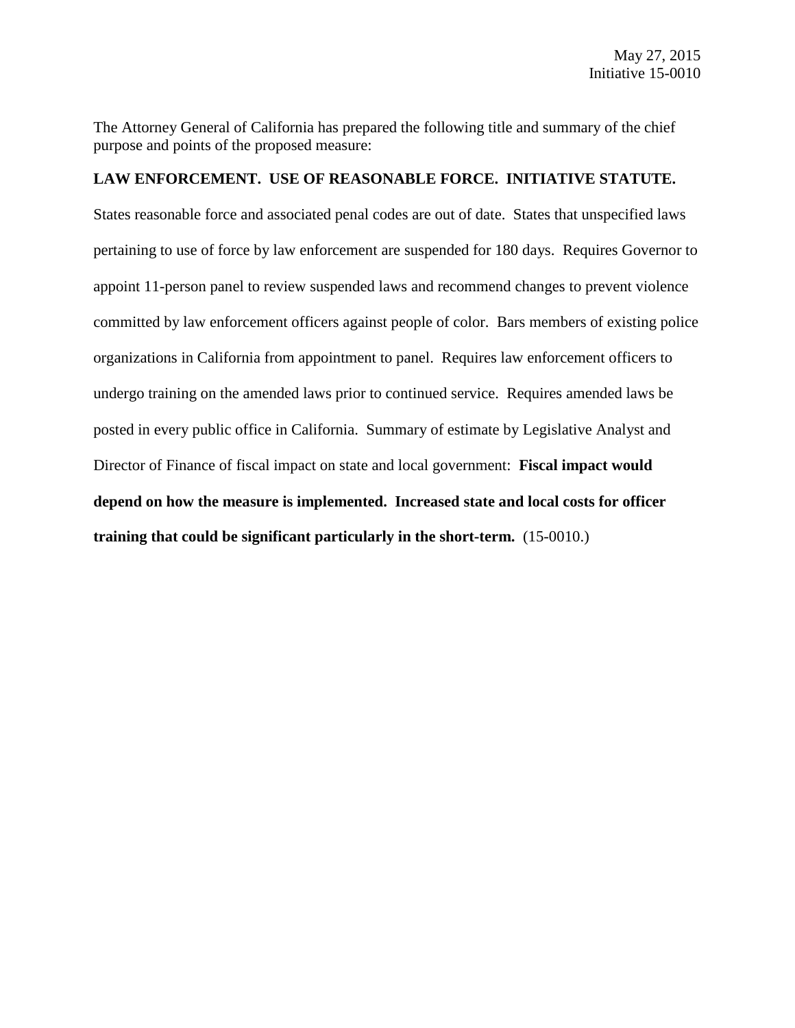May 27, 2015
Initiative 15-0010

The Attorney General of California has prepared the following title and summary of the chief purpose and points of the proposed measure:

**LAW ENFORCEMENT. USE OF REASONABLE FORCE. INITIATIVE STATUTE.**

States reasonable force and associated penal codes are out of date. States that unspecified laws pertaining to use of force by law enforcement are suspended for 180 days. Requires Governor to appoint 11-person panel to review suspended laws and recommend changes to prevent violence committed by law enforcement officers against people of color. Bars members of existing police organizations in California from appointment to panel. Requires law enforcement officers to undergo training on the amended laws prior to continued service. Requires amended laws be posted in every public office in California. Summary of estimate by Legislative Analyst and Director of Finance of fiscal impact on state and local government: **Fiscal impact would depend on how the measure is implemented. Increased state and local costs for officer training that could be significant particularly in the short-term.** (15-0010.)